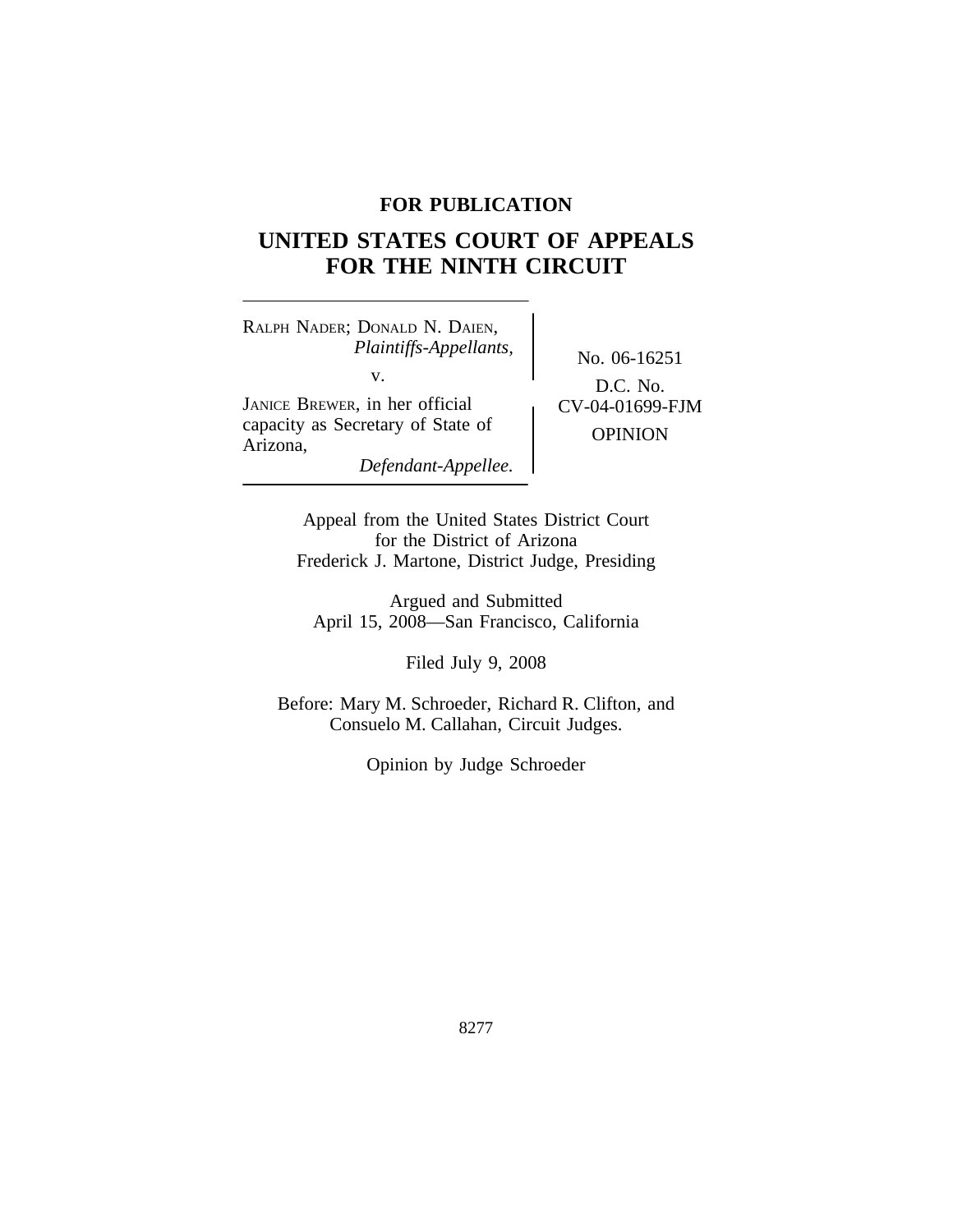**FOR PUBLICATION**

# UNITED STATES COURT OF APPEALS FOR THE NINTH CIRCUIT

RALPH NADER; DONALD N. DAIEN,
*Plaintiffs-Appellants,*

v.

JANICE BREWER, in her official capacity as Secretary of State of Arizona,
*Defendant-Appellee.*

No. 06-16251

D.C. No. CV-04-01699-FJM

OPINION

Appeal from the United States District Court for the District of Arizona
Frederick J. Martone, District Judge, Presiding

Argued and Submitted
April 15, 2008—San Francisco, California

Filed July 9, 2008

Before: Mary M. Schroeder, Richard R. Clifton, and Consuelo M. Callahan, Circuit Judges.

Opinion by Judge Schroeder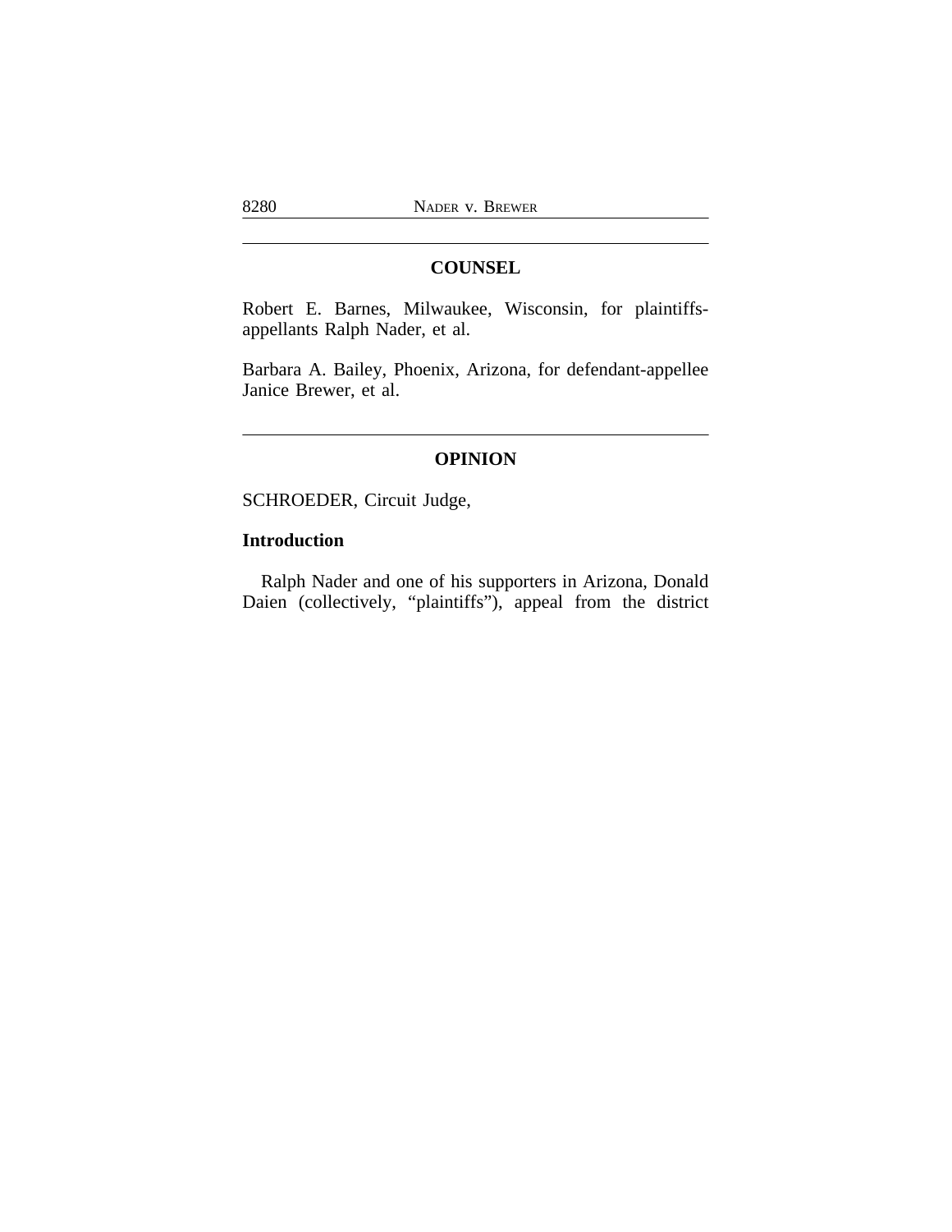## COUNSEL

Robert E. Barnes, Milwaukee, Wisconsin, for plaintiffs-appellants Ralph Nader, et al.

Barbara A. Bailey, Phoenix, Arizona, for defendant-appellee Janice Brewer, et al.

## OPINION

SCHROEDER, Circuit Judge,

### Introduction

Ralph Nader and one of his supporters in Arizona, Donald Daien (collectively, "plaintiffs"), appeal from the district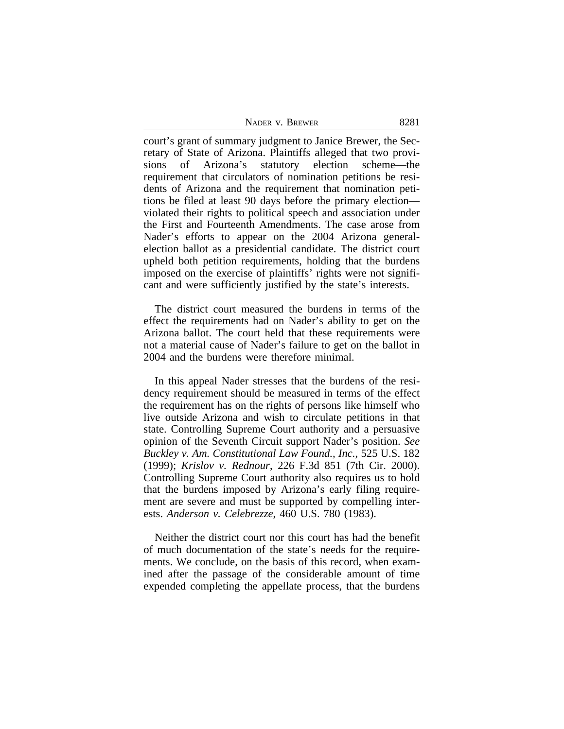court's grant of summary judgment to Janice Brewer, the Secretary of State of Arizona. Plaintiffs alleged that two provisions of Arizona's statutory election scheme—the requirement that circulators of nomination petitions be residents of Arizona and the requirement that nomination petitions be filed at least 90 days before the primary election—violated their rights to political speech and association under the First and Fourteenth Amendments. The case arose from Nader's efforts to appear on the 2004 Arizona general-election ballot as a presidential candidate. The district court upheld both petition requirements, holding that the burdens imposed on the exercise of plaintiffs' rights were not significant and were sufficiently justified by the state's interests.

The district court measured the burdens in terms of the effect the requirements had on Nader's ability to get on the Arizona ballot. The court held that these requirements were not a material cause of Nader's failure to get on the ballot in 2004 and the burdens were therefore minimal.

In this appeal Nader stresses that the burdens of the residency requirement should be measured in terms of the effect the requirement has on the rights of persons like himself who live outside Arizona and wish to circulate petitions in that state. Controlling Supreme Court authority and a persuasive opinion of the Seventh Circuit support Nader's position. *See Buckley v. Am. Constitutional Law Found., Inc.*, 525 U.S. 182 (1999); *Krislov v. Rednour*, 226 F.3d 851 (7th Cir. 2000). Controlling Supreme Court authority also requires us to hold that the burdens imposed by Arizona's early filing requirement are severe and must be supported by compelling interests. *Anderson v. Celebrezze*, 460 U.S. 780 (1983).

Neither the district court nor this court has had the benefit of much documentation of the state's needs for the requirements. We conclude, on the basis of this record, when examined after the passage of the considerable amount of time expended completing the appellate process, that the burdens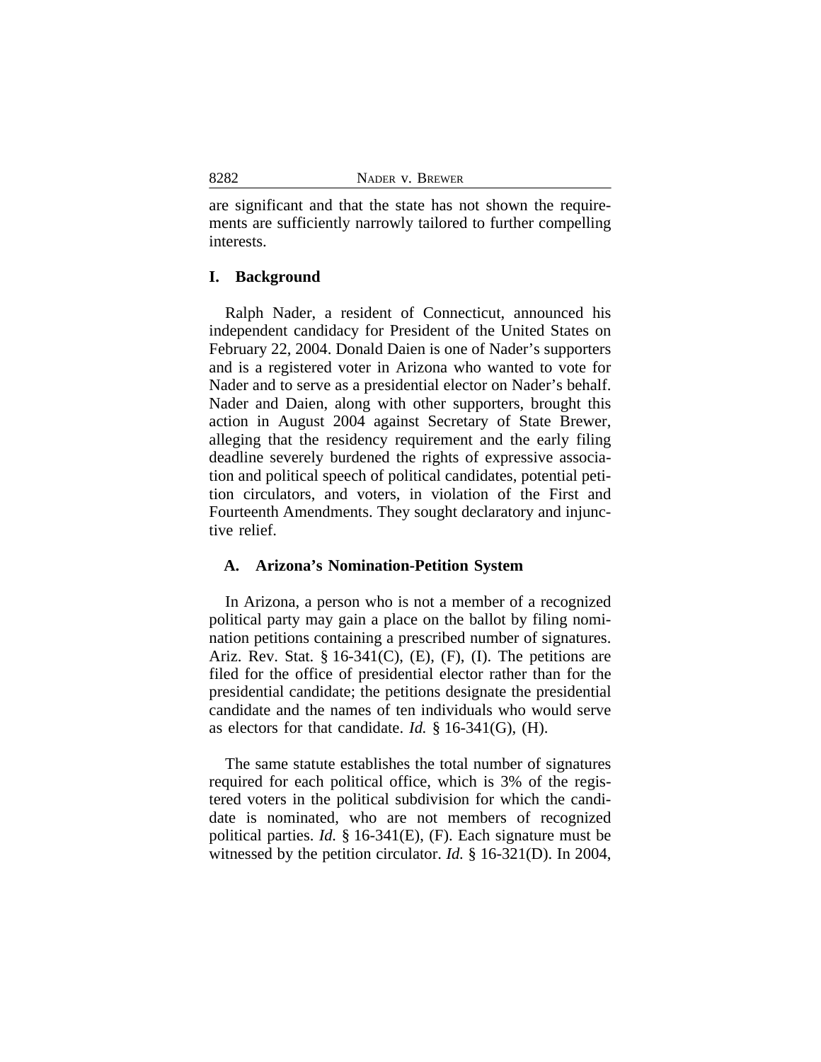are significant and that the state has not shown the requirements are sufficiently narrowly tailored to further compelling interests.

## I. Background

Ralph Nader, a resident of Connecticut, announced his independent candidacy for President of the United States on February 22, 2004. Donald Daien is one of Nader's supporters and is a registered voter in Arizona who wanted to vote for Nader and to serve as a presidential elector on Nader's behalf. Nader and Daien, along with other supporters, brought this action in August 2004 against Secretary of State Brewer, alleging that the residency requirement and the early filing deadline severely burdened the rights of expressive association and political speech of political candidates, potential petition circulators, and voters, in violation of the First and Fourteenth Amendments. They sought declaratory and injunctive relief.

### A. Arizona's Nomination-Petition System

In Arizona, a person who is not a member of a recognized political party may gain a place on the ballot by filing nomination petitions containing a prescribed number of signatures. Ariz. Rev. Stat. § 16-341(C), (E), (F), (I). The petitions are filed for the office of presidential elector rather than for the presidential candidate; the petitions designate the presidential candidate and the names of ten individuals who would serve as electors for that candidate. *Id.* § 16-341(G), (H).

The same statute establishes the total number of signatures required for each political office, which is 3% of the registered voters in the political subdivision for which the candidate is nominated, who are not members of recognized political parties. *Id.* § 16-341(E), (F). Each signature must be witnessed by the petition circulator. *Id.* § 16-321(D). In 2004,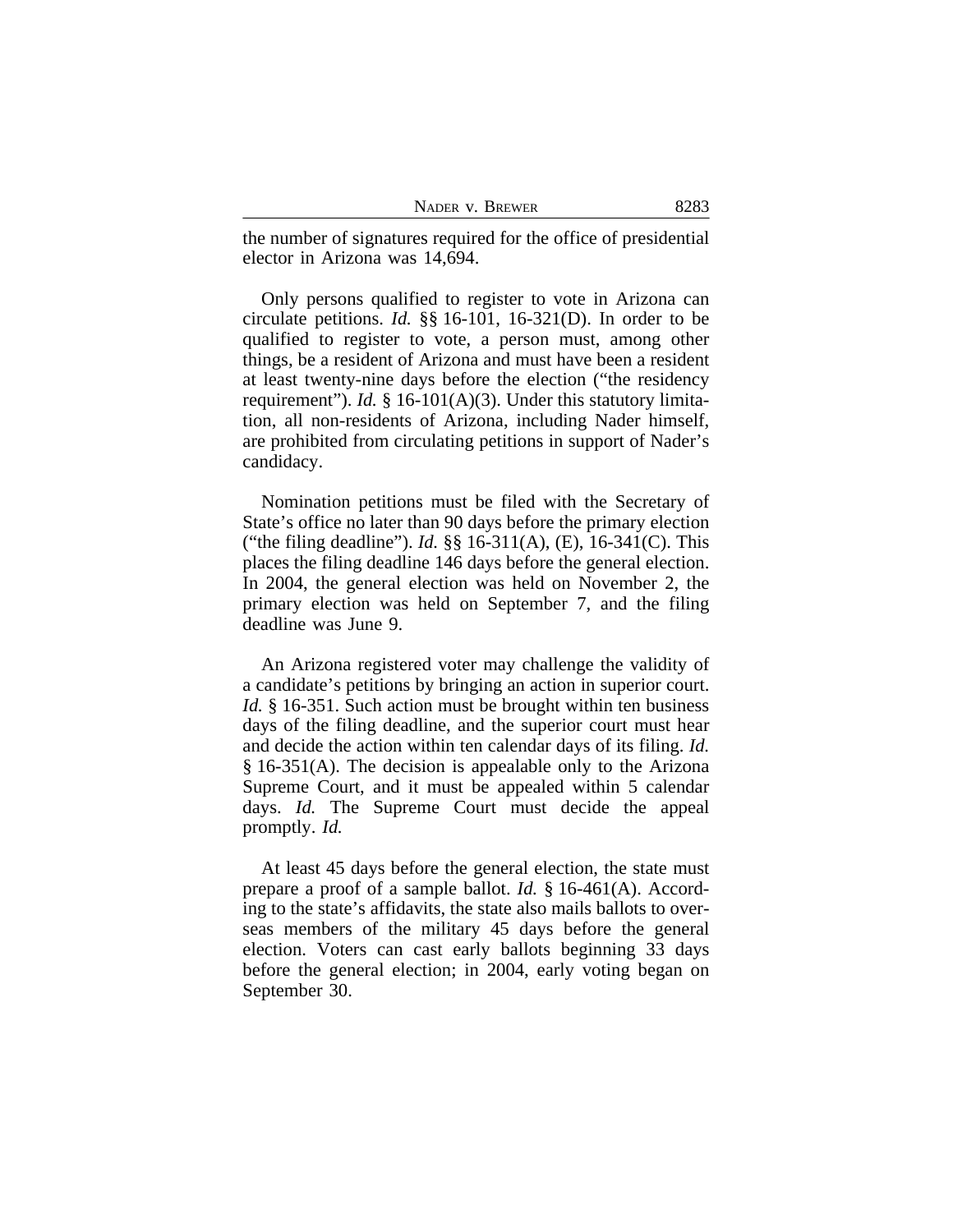the number of signatures required for the office of presidential elector in Arizona was 14,694.

Only persons qualified to register to vote in Arizona can circulate petitions. *Id.* §§ 16-101, 16-321(D). In order to be qualified to register to vote, a person must, among other things, be a resident of Arizona and must have been a resident at least twenty-nine days before the election ("the residency requirement"). *Id.* § 16-101(A)(3). Under this statutory limitation, all non-residents of Arizona, including Nader himself, are prohibited from circulating petitions in support of Nader's candidacy.

Nomination petitions must be filed with the Secretary of State's office no later than 90 days before the primary election ("the filing deadline"). *Id.* §§ 16-311(A), (E), 16-341(C). This places the filing deadline 146 days before the general election. In 2004, the general election was held on November 2, the primary election was held on September 7, and the filing deadline was June 9.

An Arizona registered voter may challenge the validity of a candidate's petitions by bringing an action in superior court. *Id.* § 16-351. Such action must be brought within ten business days of the filing deadline, and the superior court must hear and decide the action within ten calendar days of its filing. *Id.* § 16-351(A). The decision is appealable only to the Arizona Supreme Court, and it must be appealed within 5 calendar days. *Id.* The Supreme Court must decide the appeal promptly. *Id.*

At least 45 days before the general election, the state must prepare a proof of a sample ballot. *Id.* § 16-461(A). According to the state's affidavits, the state also mails ballots to overseas members of the military 45 days before the general election. Voters can cast early ballots beginning 33 days before the general election; in 2004, early voting began on September 30.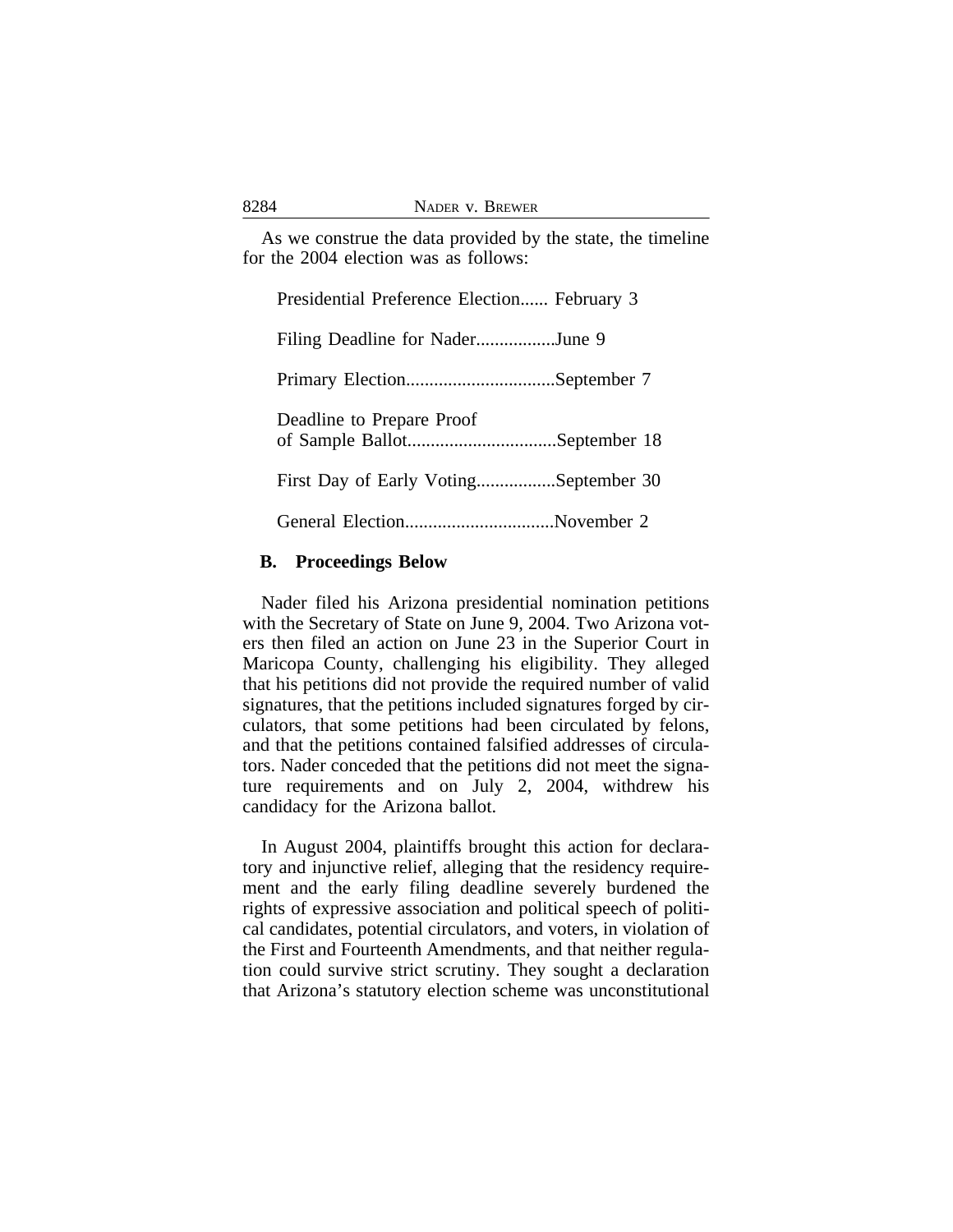As we construe the data provided by the state, the timeline for the 2004 election was as follows:

Presidential Preference Election...... February 3

Filing Deadline for Nader................June 9

Primary Election................................September 7

Deadline to Prepare Proof of Sample Ballot................................September 18

First Day of Early Voting................September 30

General Election................................November 2

### B. Proceedings Below

Nader filed his Arizona presidential nomination petitions with the Secretary of State on June 9, 2004. Two Arizona voters then filed an action on June 23 in the Superior Court in Maricopa County, challenging his eligibility. They alleged that his petitions did not provide the required number of valid signatures, that the petitions included signatures forged by circulators, that some petitions had been circulated by felons, and that the petitions contained falsified addresses of circulators. Nader conceded that the petitions did not meet the signature requirements and on July 2, 2004, withdrew his candidacy for the Arizona ballot.

In August 2004, plaintiffs brought this action for declaratory and injunctive relief, alleging that the residency requirement and the early filing deadline severely burdened the rights of expressive association and political speech of political candidates, potential circulators, and voters, in violation of the First and Fourteenth Amendments, and that neither regulation could survive strict scrutiny. They sought a declaration that Arizona's statutory election scheme was unconstitutional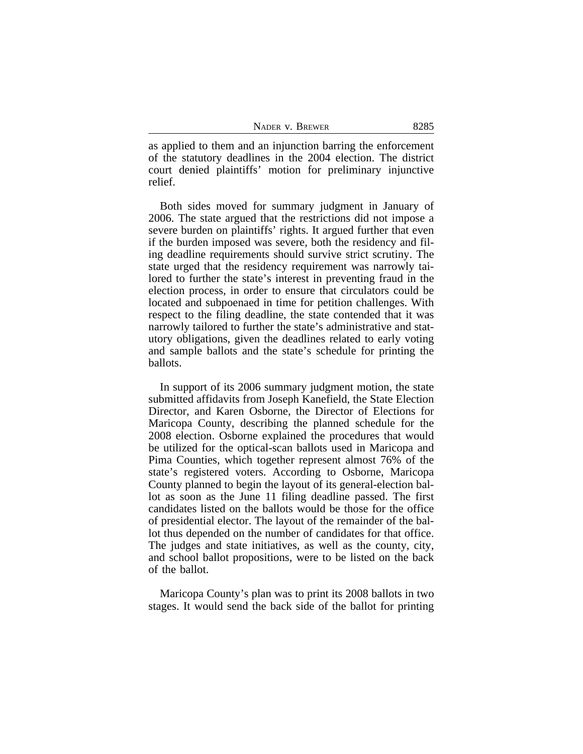as applied to them and an injunction barring the enforcement of the statutory deadlines in the 2004 election. The district court denied plaintiffs' motion for preliminary injunctive relief.

Both sides moved for summary judgment in January of 2006. The state argued that the restrictions did not impose a severe burden on plaintiffs' rights. It argued further that even if the burden imposed was severe, both the residency and filing deadline requirements should survive strict scrutiny. The state urged that the residency requirement was narrowly tailored to further the state's interest in preventing fraud in the election process, in order to ensure that circulators could be located and subpoenaed in time for petition challenges. With respect to the filing deadline, the state contended that it was narrowly tailored to further the state's administrative and statutory obligations, given the deadlines related to early voting and sample ballots and the state's schedule for printing the ballots.

In support of its 2006 summary judgment motion, the state submitted affidavits from Joseph Kanefield, the State Election Director, and Karen Osborne, the Director of Elections for Maricopa County, describing the planned schedule for the 2008 election. Osborne explained the procedures that would be utilized for the optical-scan ballots used in Maricopa and Pima Counties, which together represent almost 76% of the state's registered voters. According to Osborne, Maricopa County planned to begin the layout of its general-election ballot as soon as the June 11 filing deadline passed. The first candidates listed on the ballots would be those for the office of presidential elector. The layout of the remainder of the ballot thus depended on the number of candidates for that office. The judges and state initiatives, as well as the county, city, and school ballot propositions, were to be listed on the back of the ballot.

Maricopa County's plan was to print its 2008 ballots in two stages. It would send the back side of the ballot for printing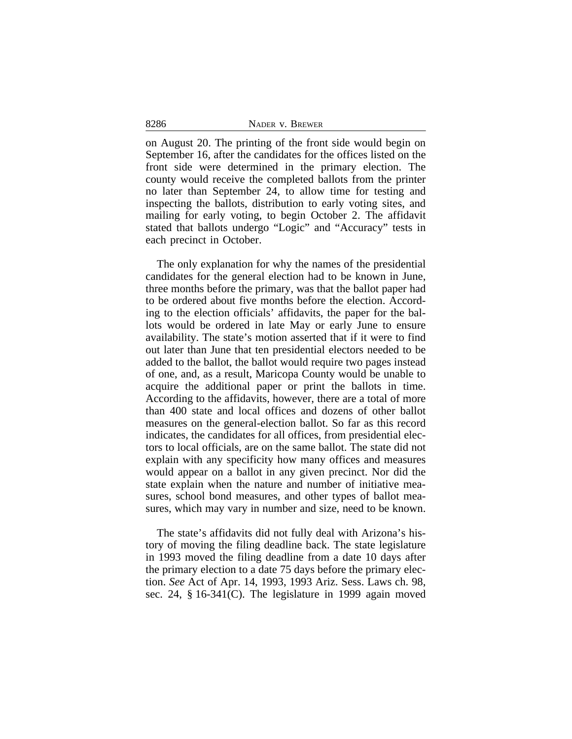on August 20. The printing of the front side would begin on September 16, after the candidates for the offices listed on the front side were determined in the primary election. The county would receive the completed ballots from the printer no later than September 24, to allow time for testing and inspecting the ballots, distribution to early voting sites, and mailing for early voting, to begin October 2. The affidavit stated that ballots undergo "Logic" and "Accuracy" tests in each precinct in October.

The only explanation for why the names of the presidential candidates for the general election had to be known in June, three months before the primary, was that the ballot paper had to be ordered about five months before the election. According to the election officials' affidavits, the paper for the ballots would be ordered in late May or early June to ensure availability. The state's motion asserted that if it were to find out later than June that ten presidential electors needed to be added to the ballot, the ballot would require two pages instead of one, and, as a result, Maricopa County would be unable to acquire the additional paper or print the ballots in time. According to the affidavits, however, there are a total of more than 400 state and local offices and dozens of other ballot measures on the general-election ballot. So far as this record indicates, the candidates for all offices, from presidential electors to local officials, are on the same ballot. The state did not explain with any specificity how many offices and measures would appear on a ballot in any given precinct. Nor did the state explain when the nature and number of initiative measures, school bond measures, and other types of ballot measures, which may vary in number and size, need to be known.

The state's affidavits did not fully deal with Arizona's history of moving the filing deadline back. The state legislature in 1993 moved the filing deadline from a date 10 days after the primary election to a date 75 days before the primary election. *See* Act of Apr. 14, 1993, 1993 Ariz. Sess. Laws ch. 98, sec. 24, § 16-341(C). The legislature in 1999 again moved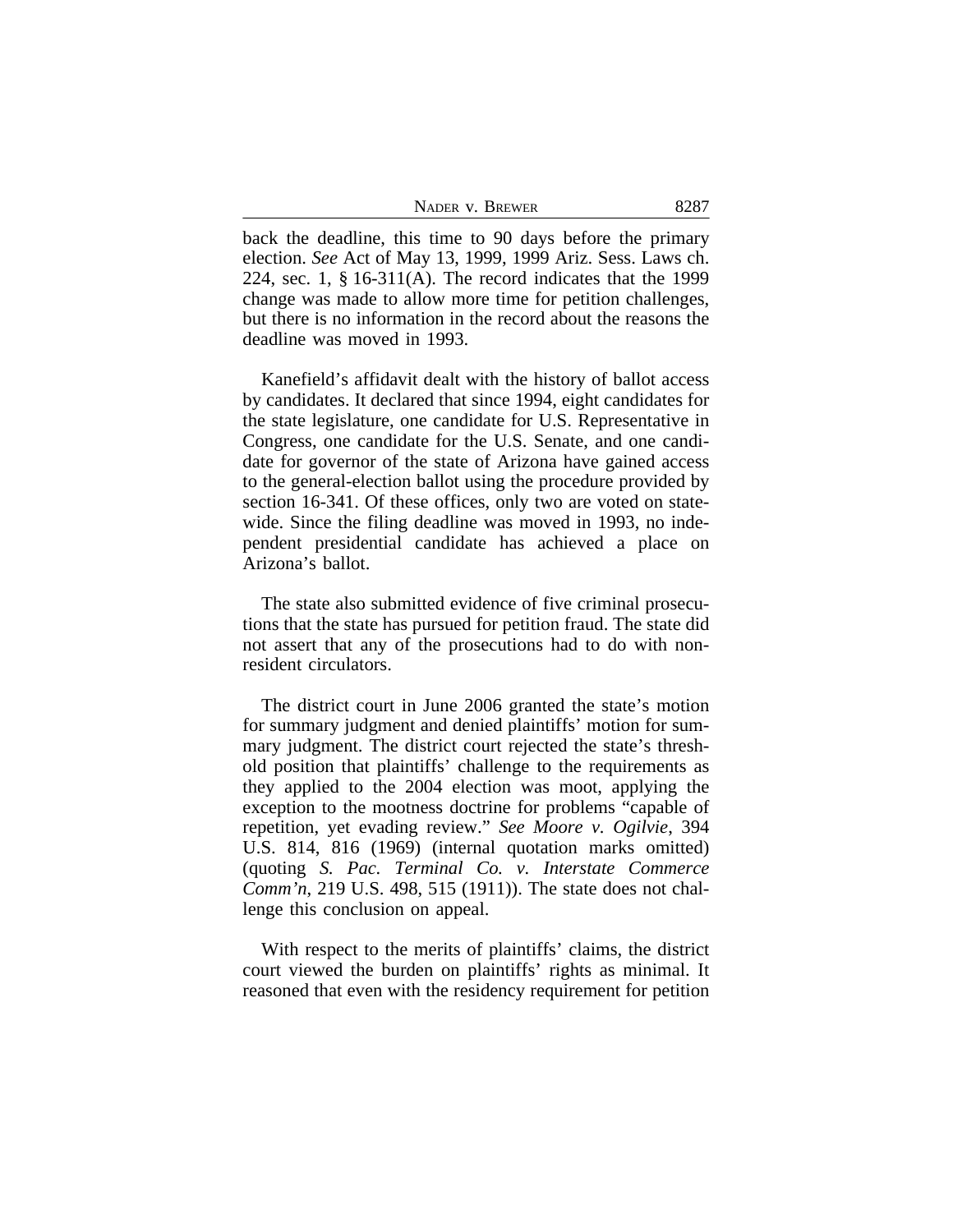back the deadline, this time to 90 days before the primary election. *See* Act of May 13, 1999, 1999 Ariz. Sess. Laws ch. 224, sec. 1, § 16-311(A). The record indicates that the 1999 change was made to allow more time for petition challenges, but there is no information in the record about the reasons the deadline was moved in 1993.

Kanefield's affidavit dealt with the history of ballot access by candidates. It declared that since 1994, eight candidates for the state legislature, one candidate for U.S. Representative in Congress, one candidate for the U.S. Senate, and one candidate for governor of the state of Arizona have gained access to the general-election ballot using the procedure provided by section 16-341. Of these offices, only two are voted on statewide. Since the filing deadline was moved in 1993, no independent presidential candidate has achieved a place on Arizona's ballot.

The state also submitted evidence of five criminal prosecutions that the state has pursued for petition fraud. The state did not assert that any of the prosecutions had to do with nonresident circulators.

The district court in June 2006 granted the state's motion for summary judgment and denied plaintiffs' motion for summary judgment. The district court rejected the state's threshold position that plaintiffs' challenge to the requirements as they applied to the 2004 election was moot, applying the exception to the mootness doctrine for problems "capable of repetition, yet evading review." *See Moore v. Ogilvie*, 394 U.S. 814, 816 (1969) (internal quotation marks omitted) (quoting *S. Pac. Terminal Co. v. Interstate Commerce Comm'n*, 219 U.S. 498, 515 (1911)). The state does not challenge this conclusion on appeal.

With respect to the merits of plaintiffs' claims, the district court viewed the burden on plaintiffs' rights as minimal. It reasoned that even with the residency requirement for petition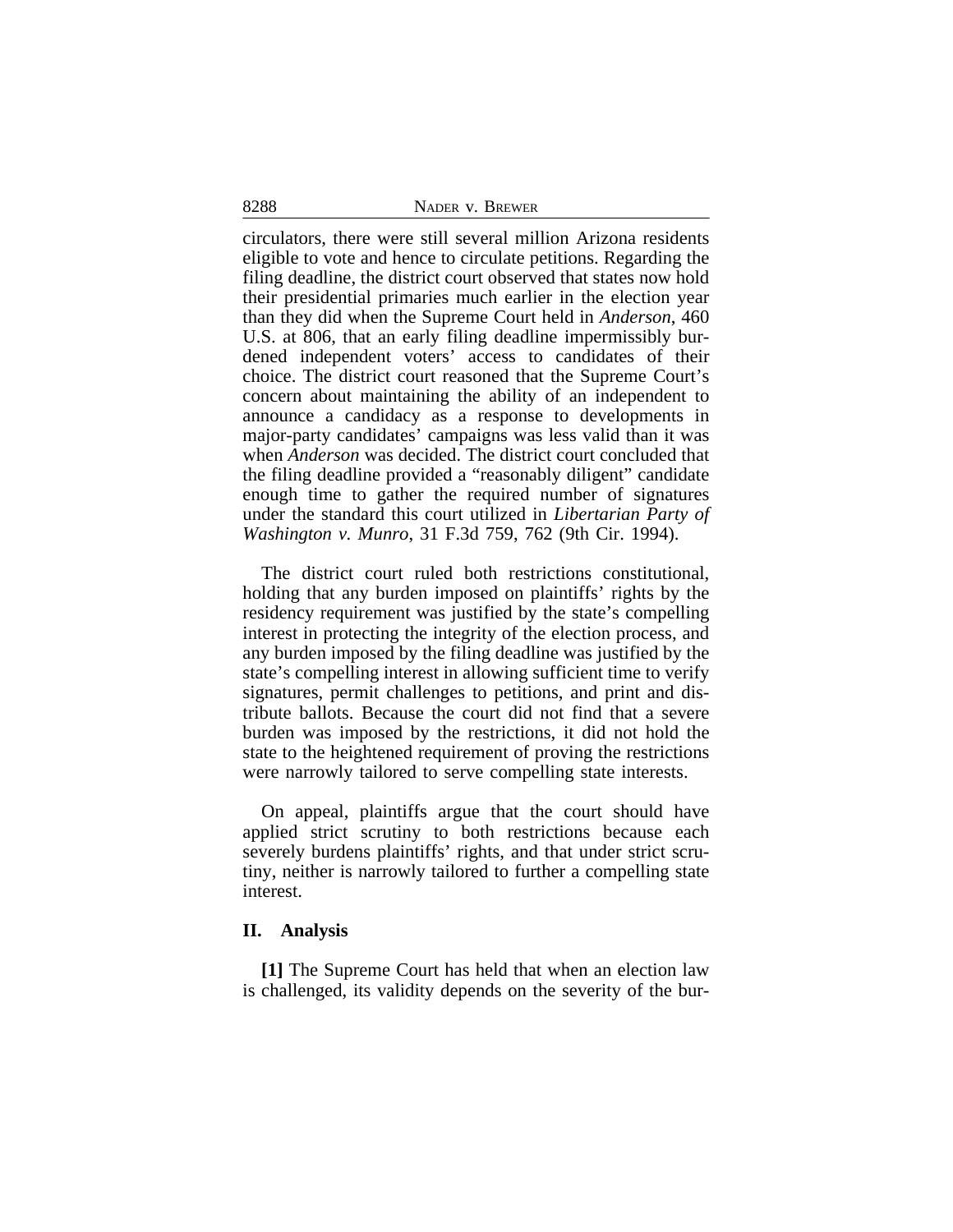circulators, there were still several million Arizona residents eligible to vote and hence to circulate petitions. Regarding the filing deadline, the district court observed that states now hold their presidential primaries much earlier in the election year than they did when the Supreme Court held in *Anderson*, 460 U.S. at 806, that an early filing deadline impermissibly burdened independent voters' access to candidates of their choice. The district court reasoned that the Supreme Court's concern about maintaining the ability of an independent to announce a candidacy as a response to developments in major-party candidates' campaigns was less valid than it was when *Anderson* was decided. The district court concluded that the filing deadline provided a "reasonably diligent" candidate enough time to gather the required number of signatures under the standard this court utilized in *Libertarian Party of Washington v. Munro*, 31 F.3d 759, 762 (9th Cir. 1994).

The district court ruled both restrictions constitutional, holding that any burden imposed on plaintiffs' rights by the residency requirement was justified by the state's compelling interest in protecting the integrity of the election process, and any burden imposed by the filing deadline was justified by the state's compelling interest in allowing sufficient time to verify signatures, permit challenges to petitions, and print and distribute ballots. Because the court did not find that a severe burden was imposed by the restrictions, it did not hold the state to the heightened requirement of proving the restrictions were narrowly tailored to serve compelling state interests.

On appeal, plaintiffs argue that the court should have applied strict scrutiny to both restrictions because each severely burdens plaintiffs' rights, and that under strict scrutiny, neither is narrowly tailored to further a compelling state interest.

## II. Analysis

**[1]** The Supreme Court has held that when an election law is challenged, its validity depends on the severity of the bur-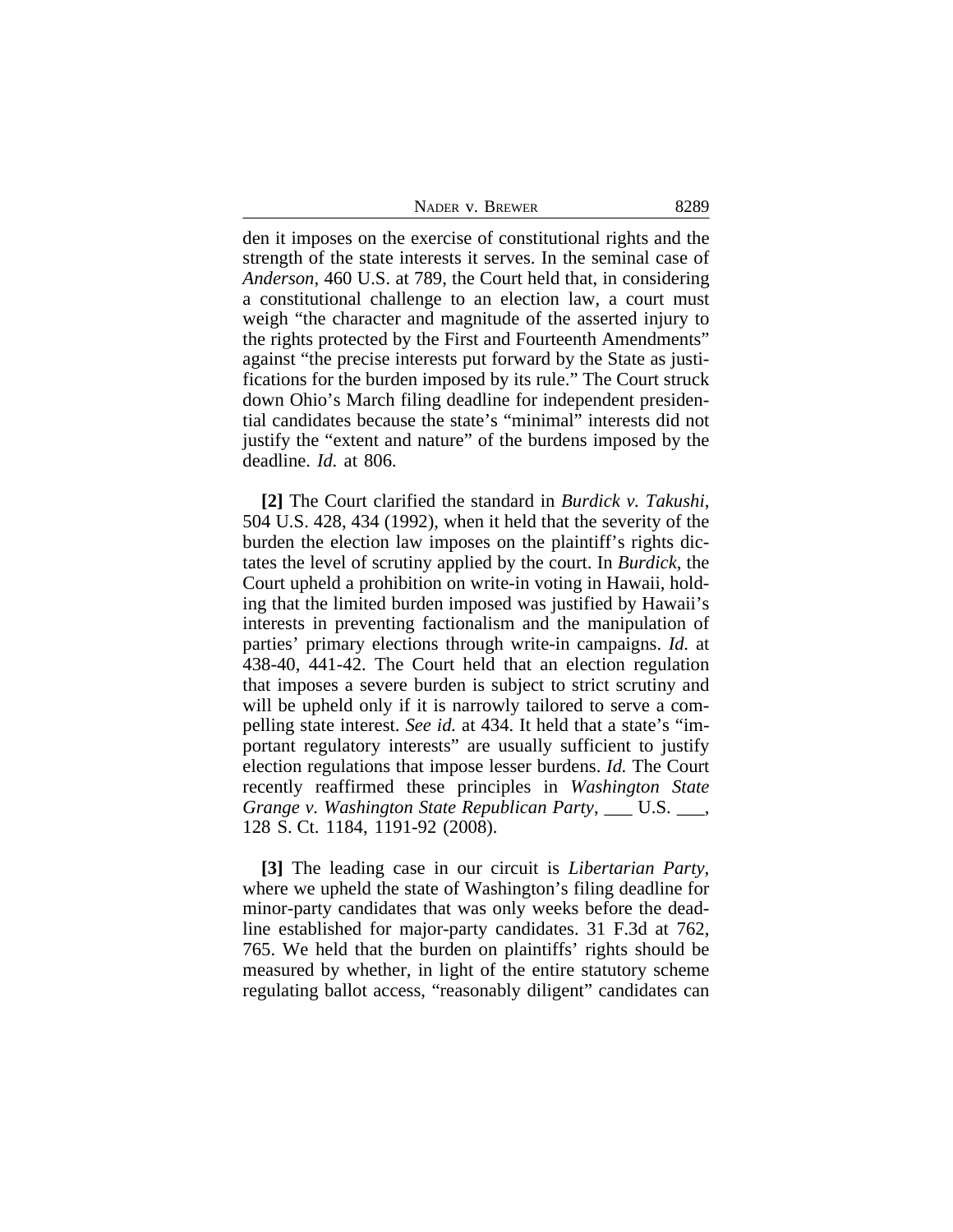den it imposes on the exercise of constitutional rights and the strength of the state interests it serves. In the seminal case of *Anderson*, 460 U.S. at 789, the Court held that, in considering a constitutional challenge to an election law, a court must weigh "the character and magnitude of the asserted injury to the rights protected by the First and Fourteenth Amendments" against "the precise interests put forward by the State as justifications for the burden imposed by its rule." The Court struck down Ohio's March filing deadline for independent presidential candidates because the state's "minimal" interests did not justify the "extent and nature" of the burdens imposed by the deadline. *Id.* at 806.

**[2]** The Court clarified the standard in *Burdick v. Takushi*, 504 U.S. 428, 434 (1992), when it held that the severity of the burden the election law imposes on the plaintiff's rights dictates the level of scrutiny applied by the court. In *Burdick*, the Court upheld a prohibition on write-in voting in Hawaii, holding that the limited burden imposed was justified by Hawaii's interests in preventing factionalism and the manipulation of parties' primary elections through write-in campaigns. *Id.* at 438-40, 441-42. The Court held that an election regulation that imposes a severe burden is subject to strict scrutiny and will be upheld only if it is narrowly tailored to serve a compelling state interest. *See id.* at 434. It held that a state's "important regulatory interests" are usually sufficient to justify election regulations that impose lesser burdens. *Id.* The Court recently reaffirmed these principles in *Washington State Grange v. Washington State Republican Party*, ___ U.S. ___, 128 S. Ct. 1184, 1191-92 (2008).

**[3]** The leading case in our circuit is *Libertarian Party*, where we upheld the state of Washington's filing deadline for minor-party candidates that was only weeks before the deadline established for major-party candidates. 31 F.3d at 762, 765. We held that the burden on plaintiffs' rights should be measured by whether, in light of the entire statutory scheme regulating ballot access, "reasonably diligent" candidates can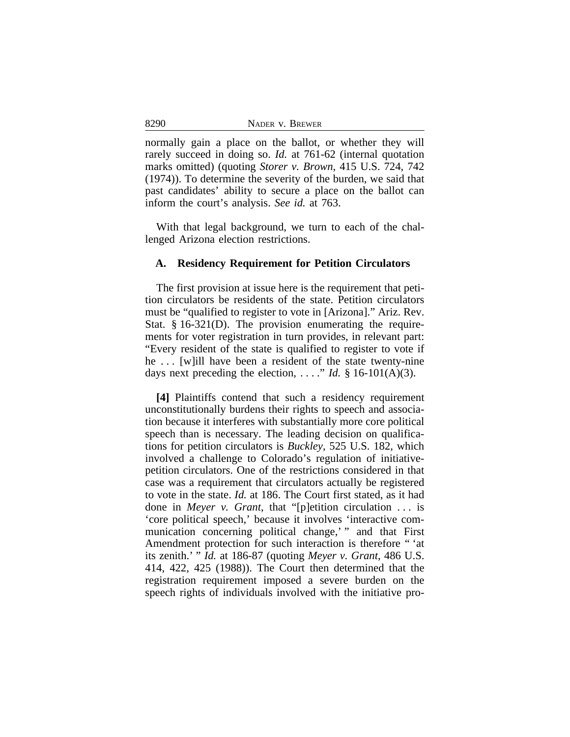normally gain a place on the ballot, or whether they will rarely succeed in doing so. *Id.* at 761-62 (internal quotation marks omitted) (quoting *Storer v. Brown*, 415 U.S. 724, 742 (1974)). To determine the severity of the burden, we said that past candidates' ability to secure a place on the ballot can inform the court's analysis. *See id.* at 763.

With that legal background, we turn to each of the challenged Arizona election restrictions.

### A. Residency Requirement for Petition Circulators

The first provision at issue here is the requirement that petition circulators be residents of the state. Petition circulators must be "qualified to register to vote in [Arizona]." Ariz. Rev. Stat. § 16-321(D). The provision enumerating the requirements for voter registration in turn provides, in relevant part: "Every resident of the state is qualified to register to vote if he . . . [w]ill have been a resident of the state twenty-nine days next preceding the election, . . . ." *Id.* § 16-101(A)(3).

**[4]** Plaintiffs contend that such a residency requirement unconstitutionally burdens their rights to speech and association because it interferes with substantially more core political speech than is necessary. The leading decision on qualifications for petition circulators is *Buckley*, 525 U.S. 182, which involved a challenge to Colorado's regulation of initiative-petition circulators. One of the restrictions considered in that case was a requirement that circulators actually be registered to vote in the state. *Id.* at 186. The Court first stated, as it had done in *Meyer v. Grant*, that "[p]etition circulation . . . is 'core political speech,' because it involves 'interactive communication concerning political change,' " and that First Amendment protection for such interaction is therefore " 'at its zenith.' " *Id.* at 186-87 (quoting *Meyer v. Grant*, 486 U.S. 414, 422, 425 (1988)). The Court then determined that the registration requirement imposed a severe burden on the speech rights of individuals involved with the initiative pro-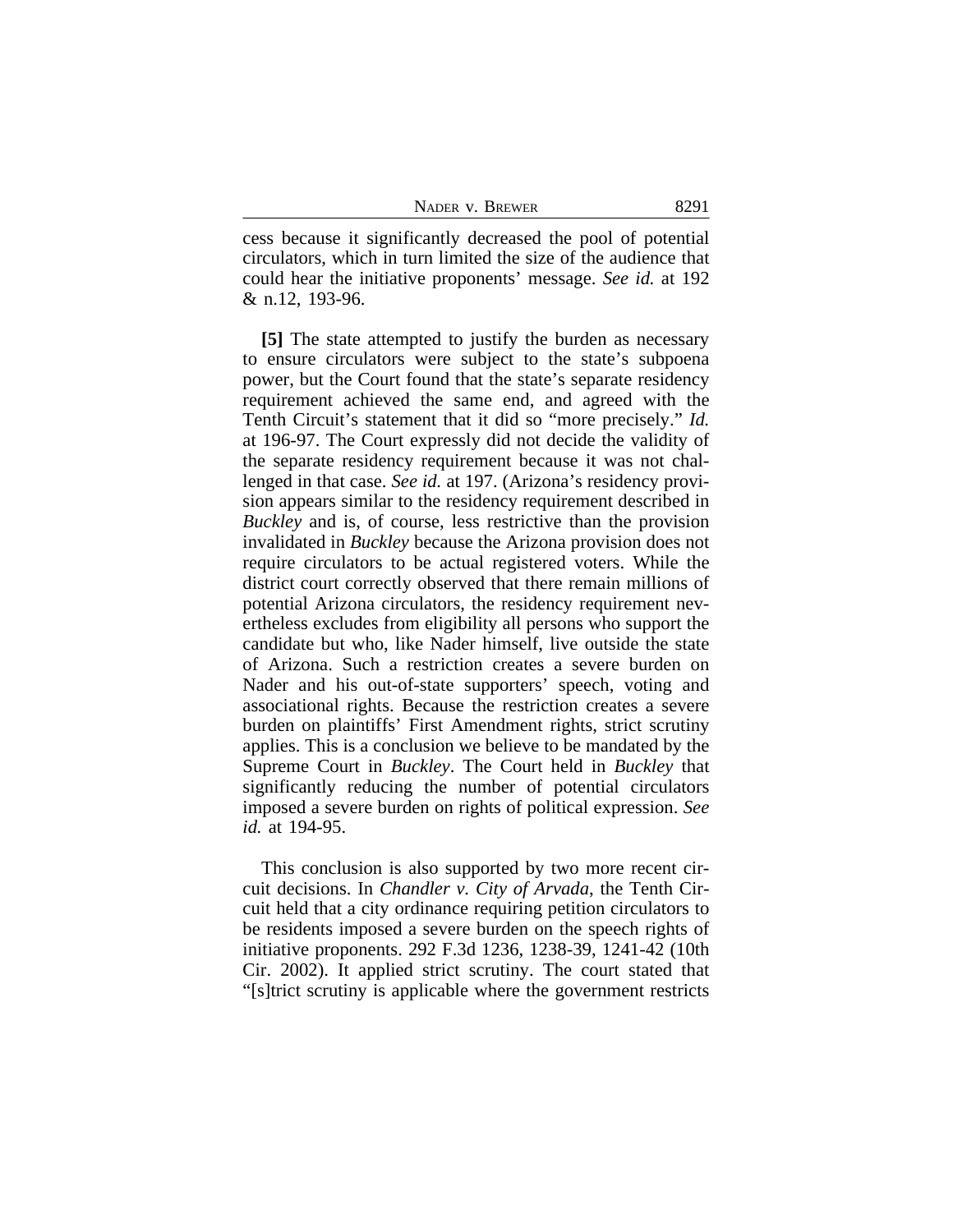cess because it significantly decreased the pool of potential circulators, which in turn limited the size of the audience that could hear the initiative proponents' message. *See id.* at 192 & n.12, 193-96.

**[5]** The state attempted to justify the burden as necessary to ensure circulators were subject to the state's subpoena power, but the Court found that the state's separate residency requirement achieved the same end, and agreed with the Tenth Circuit's statement that it did so "more precisely." *Id.* at 196-97. The Court expressly did not decide the validity of the separate residency requirement because it was not challenged in that case. *See id.* at 197. (Arizona's residency provision appears similar to the residency requirement described in *Buckley* and is, of course, less restrictive than the provision invalidated in *Buckley* because the Arizona provision does not require circulators to be actual registered voters. While the district court correctly observed that there remain millions of potential Arizona circulators, the residency requirement nevertheless excludes from eligibility all persons who support the candidate but who, like Nader himself, live outside the state of Arizona. Such a restriction creates a severe burden on Nader and his out-of-state supporters' speech, voting and associational rights. Because the restriction creates a severe burden on plaintiffs' First Amendment rights, strict scrutiny applies. This is a conclusion we believe to be mandated by the Supreme Court in *Buckley*. The Court held in *Buckley* that significantly reducing the number of potential circulators imposed a severe burden on rights of political expression. *See id.* at 194-95.

This conclusion is also supported by two more recent circuit decisions. In *Chandler v. City of Arvada*, the Tenth Circuit held that a city ordinance requiring petition circulators to be residents imposed a severe burden on the speech rights of initiative proponents. 292 F.3d 1236, 1238-39, 1241-42 (10th Cir. 2002). It applied strict scrutiny. The court stated that "[s]trict scrutiny is applicable where the government restricts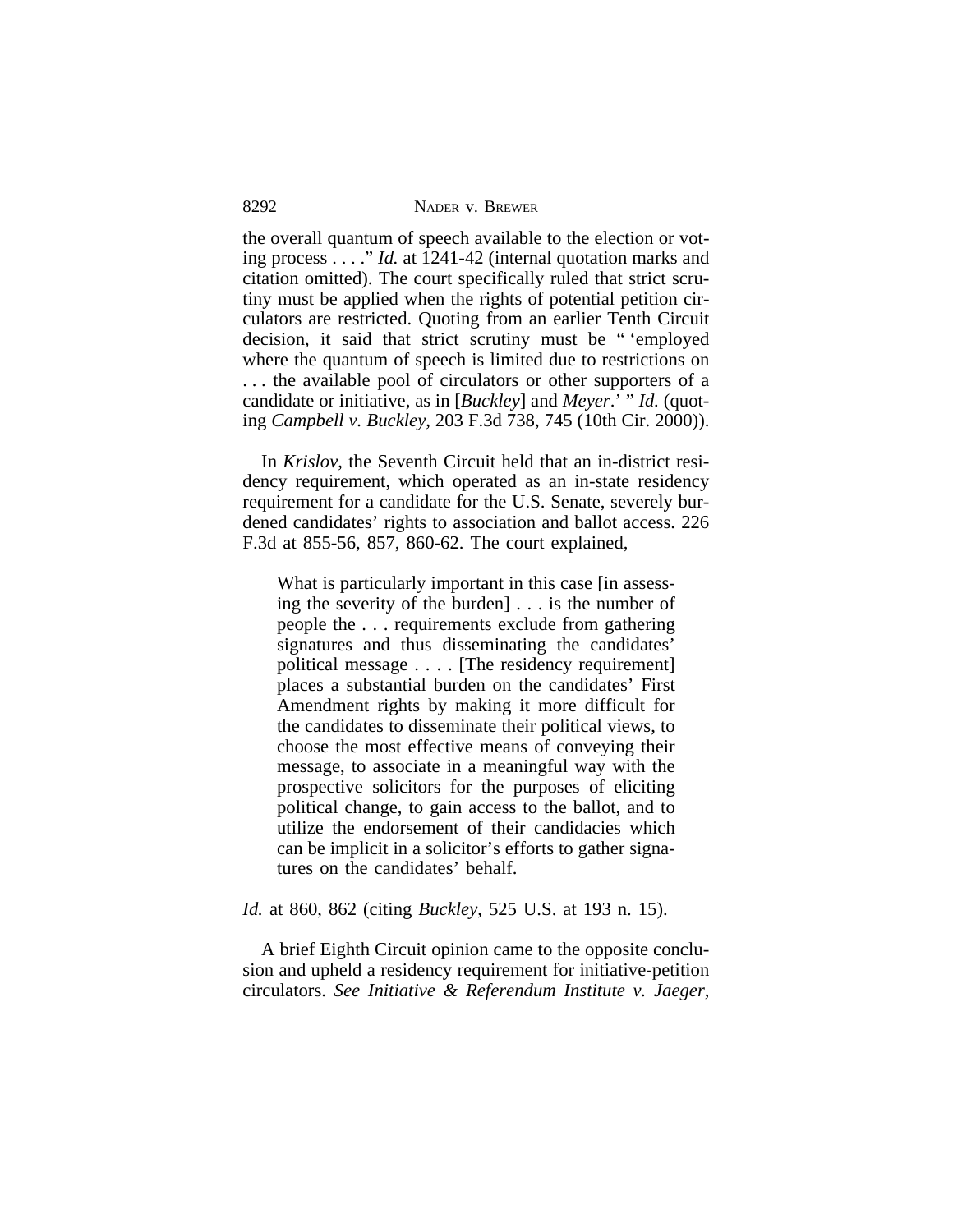the overall quantum of speech available to the election or voting process . . . ." *Id.* at 1241-42 (internal quotation marks and citation omitted). The court specifically ruled that strict scrutiny must be applied when the rights of potential petition circulators are restricted. Quoting from an earlier Tenth Circuit decision, it said that strict scrutiny must be " 'employed where the quantum of speech is limited due to restrictions on . . . the available pool of circulators or other supporters of a candidate or initiative, as in [*Buckley*] and *Meyer*.' " *Id.* (quoting *Campbell v. Buckley*, 203 F.3d 738, 745 (10th Cir. 2000)).

In *Krislov*, the Seventh Circuit held that an in-district residency requirement, which operated as an in-state residency requirement for a candidate for the U.S. Senate, severely burdened candidates' rights to association and ballot access. 226 F.3d at 855-56, 857, 860-62. The court explained,

> What is particularly important in this case [in assessing the severity of the burden] . . . is the number of people the . . . requirements exclude from gathering signatures and thus disseminating the candidates' political message . . . . [The residency requirement] places a substantial burden on the candidates' First Amendment rights by making it more difficult for the candidates to disseminate their political views, to choose the most effective means of conveying their message, to associate in a meaningful way with the prospective solicitors for the purposes of eliciting political change, to gain access to the ballot, and to utilize the endorsement of their candidacies which can be implicit in a solicitor's efforts to gather signatures on the candidates' behalf.

*Id.* at 860, 862 (citing *Buckley*, 525 U.S. at 193 n. 15).

A brief Eighth Circuit opinion came to the opposite conclusion and upheld a residency requirement for initiative-petition circulators. *See Initiative & Referendum Institute v. Jaeger*,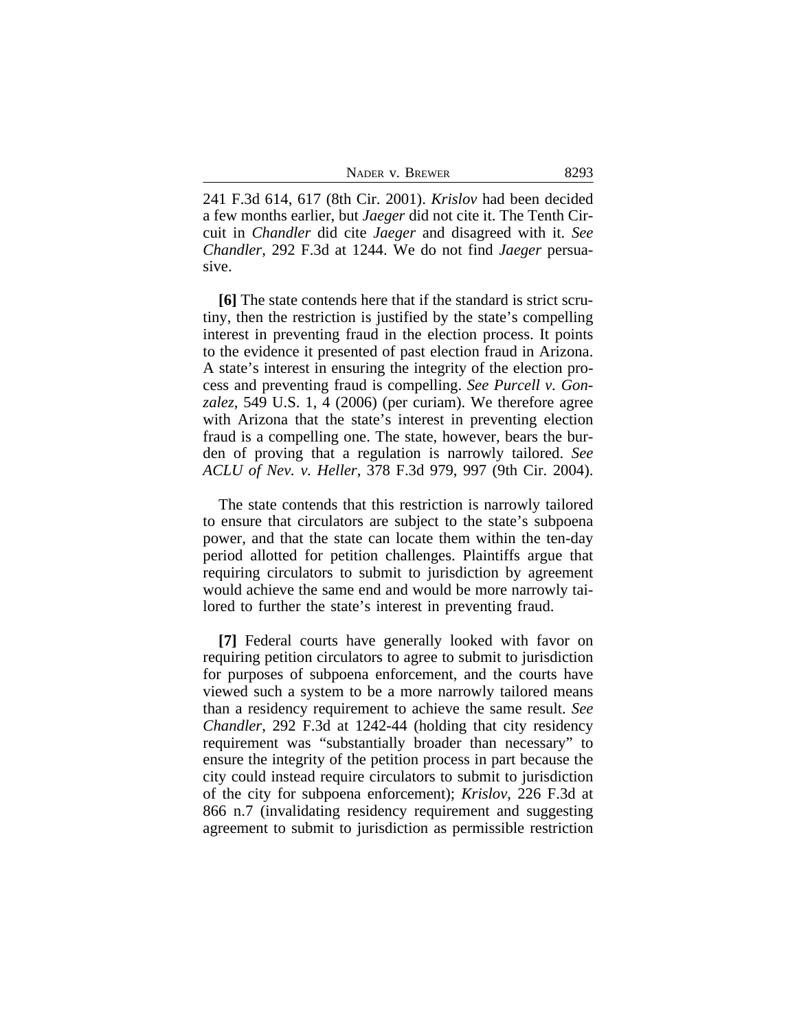241 F.3d 614, 617 (8th Cir. 2001). *Krislov* had been decided a few months earlier, but *Jaeger* did not cite it. The Tenth Circuit in *Chandler* did cite *Jaeger* and disagreed with it. *See Chandler*, 292 F.3d at 1244. We do not find *Jaeger* persuasive.

**[6]** The state contends here that if the standard is strict scrutiny, then the restriction is justified by the state's compelling interest in preventing fraud in the election process. It points to the evidence it presented of past election fraud in Arizona. A state's interest in ensuring the integrity of the election process and preventing fraud is compelling. *See Purcell v. Gonzalez*, 549 U.S. 1, 4 (2006) (per curiam). We therefore agree with Arizona that the state's interest in preventing election fraud is a compelling one. The state, however, bears the burden of proving that a regulation is narrowly tailored. *See ACLU of Nev. v. Heller*, 378 F.3d 979, 997 (9th Cir. 2004).

The state contends that this restriction is narrowly tailored to ensure that circulators are subject to the state's subpoena power, and that the state can locate them within the ten-day period allotted for petition challenges. Plaintiffs argue that requiring circulators to submit to jurisdiction by agreement would achieve the same end and would be more narrowly tailored to further the state's interest in preventing fraud.

**[7]** Federal courts have generally looked with favor on requiring petition circulators to agree to submit to jurisdiction for purposes of subpoena enforcement, and the courts have viewed such a system to be a more narrowly tailored means than a residency requirement to achieve the same result. *See Chandler*, 292 F.3d at 1242-44 (holding that city residency requirement was "substantially broader than necessary" to ensure the integrity of the petition process in part because the city could instead require circulators to submit to jurisdiction of the city for subpoena enforcement); *Krislov*, 226 F.3d at 866 n.7 (invalidating residency requirement and suggesting agreement to submit to jurisdiction as permissible restriction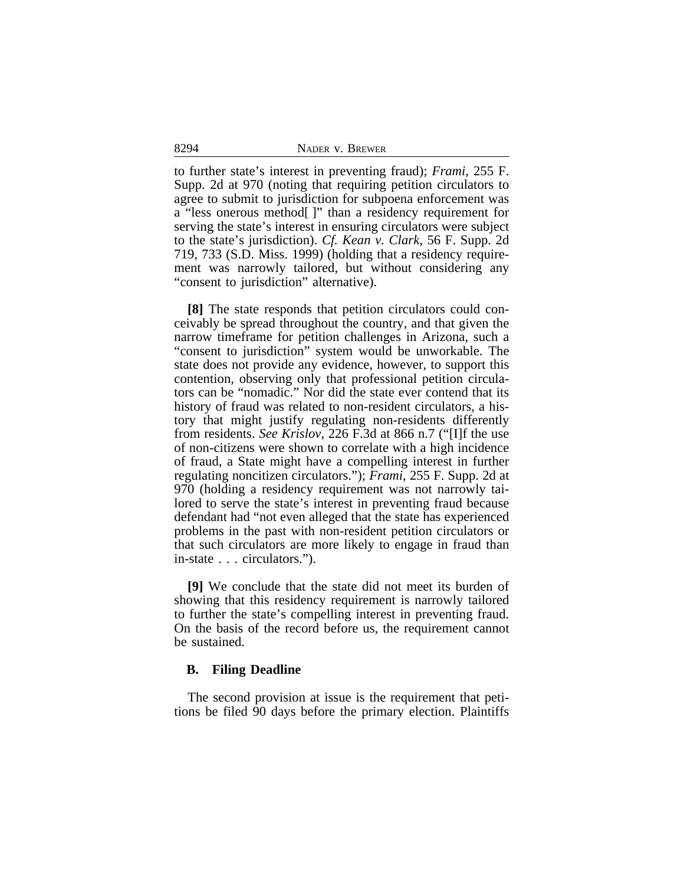to further state's interest in preventing fraud); *Frami*, 255 F. Supp. 2d at 970 (noting that requiring petition circulators to agree to submit to jurisdiction for subpoena enforcement was a "less onerous method[ ]" than a residency requirement for serving the state's interest in ensuring circulators were subject to the state's jurisdiction). *Cf. Kean v. Clark*, 56 F. Supp. 2d 719, 733 (S.D. Miss. 1999) (holding that a residency requirement was narrowly tailored, but without considering any "consent to jurisdiction" alternative).

**[8]** The state responds that petition circulators could conceivably be spread throughout the country, and that given the narrow timeframe for petition challenges in Arizona, such a "consent to jurisdiction" system would be unworkable. The state does not provide any evidence, however, to support this contention, observing only that professional petition circulators can be "nomadic." Nor did the state ever contend that its history of fraud was related to non-resident circulators, a history that might justify regulating non-residents differently from residents. *See Krislov*, 226 F.3d at 866 n.7 ("[I]f the use of non-citizens were shown to correlate with a high incidence of fraud, a State might have a compelling interest in further regulating noncitizen circulators."); *Frami*, 255 F. Supp. 2d at 970 (holding a residency requirement was not narrowly tailored to serve the state's interest in preventing fraud because defendant had "not even alleged that the state has experienced problems in the past with non-resident petition circulators or that such circulators are more likely to engage in fraud than in-state . . . circulators.").

**[9]** We conclude that the state did not meet its burden of showing that this residency requirement is narrowly tailored to further the state's compelling interest in preventing fraud. On the basis of the record before us, the requirement cannot be sustained.

### B. Filing Deadline

The second provision at issue is the requirement that petitions be filed 90 days before the primary election. Plaintiffs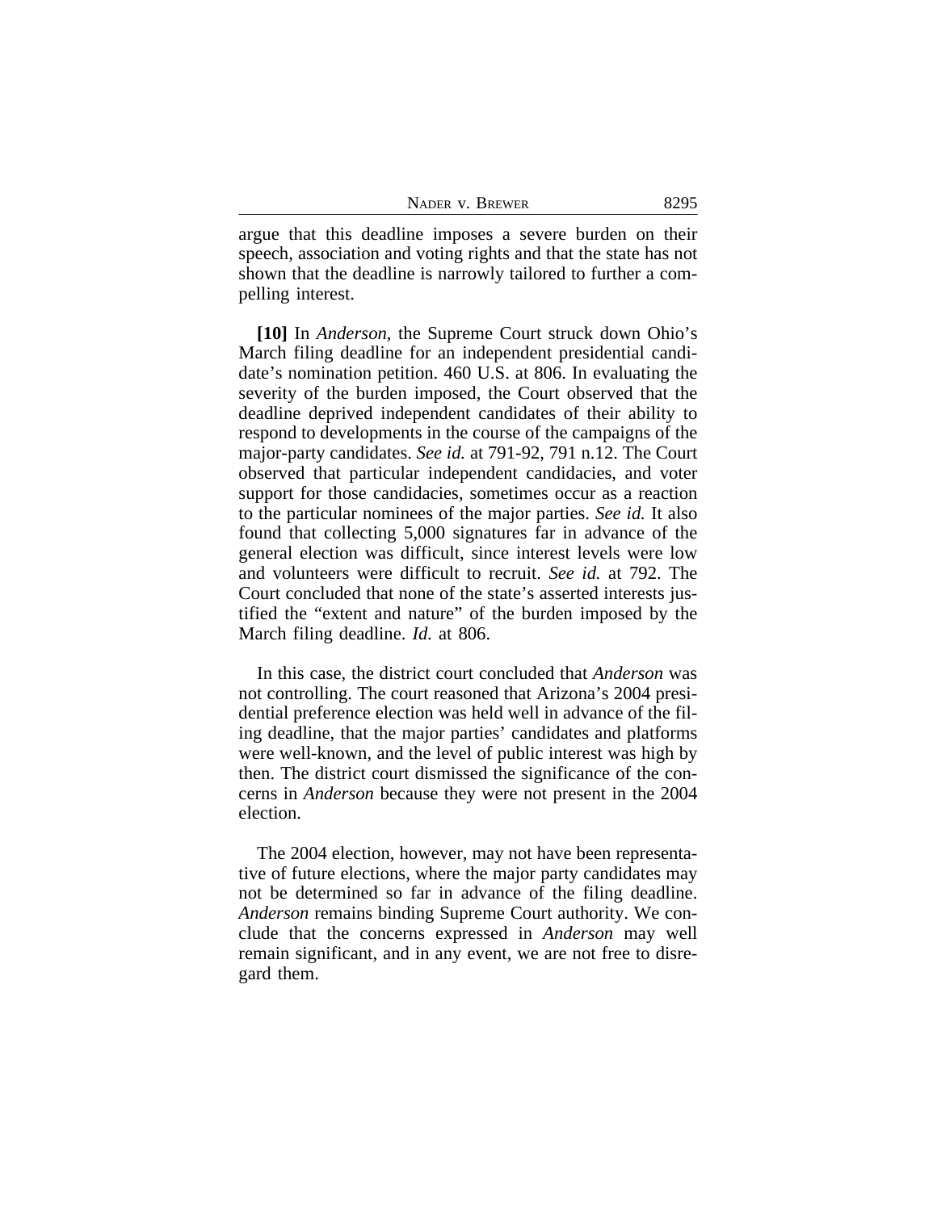argue that this deadline imposes a severe burden on their speech, association and voting rights and that the state has not shown that the deadline is narrowly tailored to further a compelling interest.

**[10]** In *Anderson*, the Supreme Court struck down Ohio's March filing deadline for an independent presidential candidate's nomination petition. 460 U.S. at 806. In evaluating the severity of the burden imposed, the Court observed that the deadline deprived independent candidates of their ability to respond to developments in the course of the campaigns of the major-party candidates. *See id.* at 791-92, 791 n.12. The Court observed that particular independent candidacies, and voter support for those candidacies, sometimes occur as a reaction to the particular nominees of the major parties. *See id.* It also found that collecting 5,000 signatures far in advance of the general election was difficult, since interest levels were low and volunteers were difficult to recruit. *See id.* at 792. The Court concluded that none of the state's asserted interests justified the "extent and nature" of the burden imposed by the March filing deadline. *Id.* at 806.

In this case, the district court concluded that *Anderson* was not controlling. The court reasoned that Arizona's 2004 presidential preference election was held well in advance of the filing deadline, that the major parties' candidates and platforms were well-known, and the level of public interest was high by then. The district court dismissed the significance of the concerns in *Anderson* because they were not present in the 2004 election.

The 2004 election, however, may not have been representative of future elections, where the major party candidates may not be determined so far in advance of the filing deadline. *Anderson* remains binding Supreme Court authority. We conclude that the concerns expressed in *Anderson* may well remain significant, and in any event, we are not free to disregard them.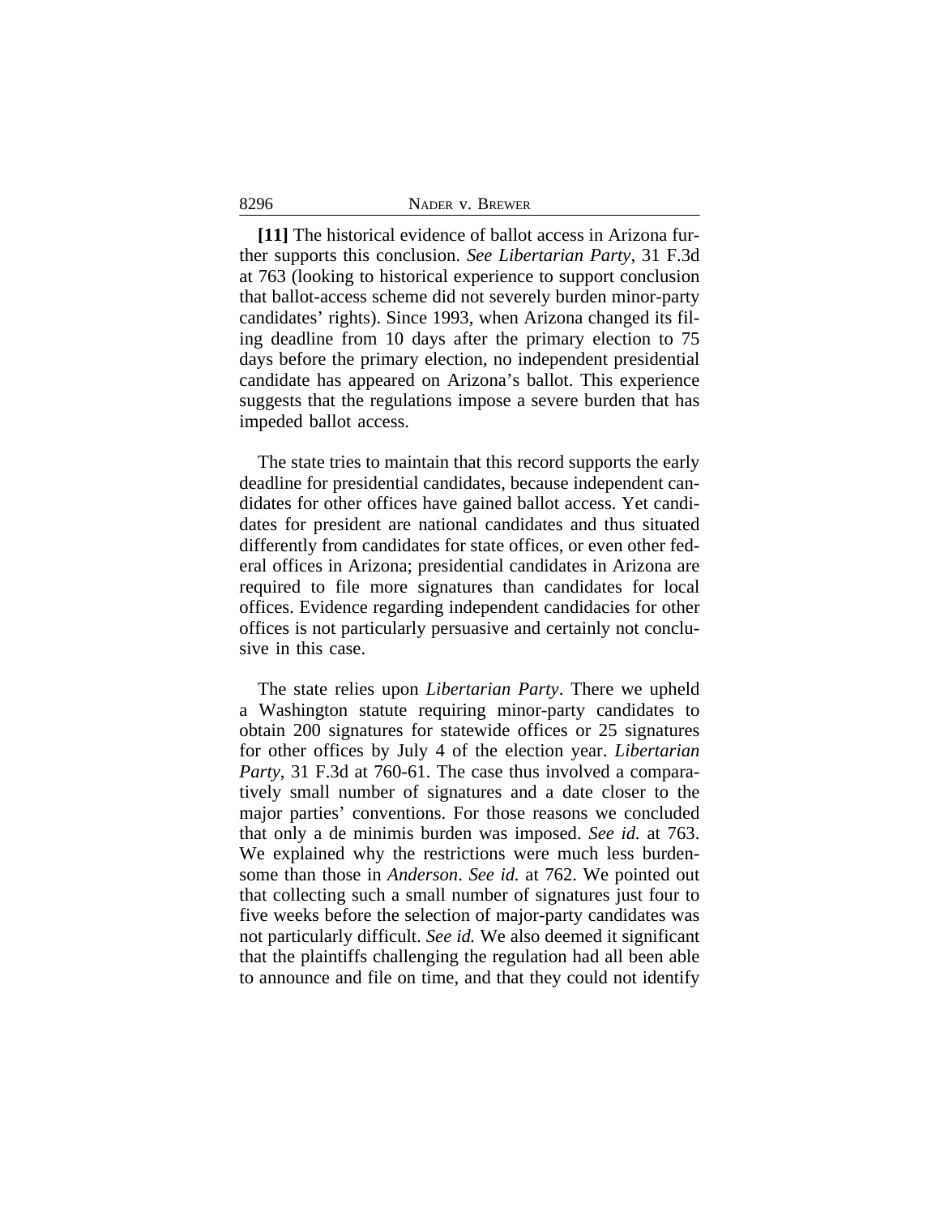**[11]** The historical evidence of ballot access in Arizona further supports this conclusion. *See Libertarian Party*, 31 F.3d at 763 (looking to historical experience to support conclusion that ballot-access scheme did not severely burden minor-party candidates' rights). Since 1993, when Arizona changed its filing deadline from 10 days after the primary election to 75 days before the primary election, no independent presidential candidate has appeared on Arizona's ballot. This experience suggests that the regulations impose a severe burden that has impeded ballot access.

The state tries to maintain that this record supports the early deadline for presidential candidates, because independent candidates for other offices have gained ballot access. Yet candidates for president are national candidates and thus situated differently from candidates for state offices, or even other federal offices in Arizona; presidential candidates in Arizona are required to file more signatures than candidates for local offices. Evidence regarding independent candidacies for other offices is not particularly persuasive and certainly not conclusive in this case.

The state relies upon *Libertarian Party*. There we upheld a Washington statute requiring minor-party candidates to obtain 200 signatures for statewide offices or 25 signatures for other offices by July 4 of the election year. *Libertarian Party*, 31 F.3d at 760-61. The case thus involved a comparatively small number of signatures and a date closer to the major parties' conventions. For those reasons we concluded that only a de minimis burden was imposed. *See id.* at 763. We explained why the restrictions were much less burdensome than those in *Anderson*. *See id.* at 762. We pointed out that collecting such a small number of signatures just four to five weeks before the selection of major-party candidates was not particularly difficult. *See id.* We also deemed it significant that the plaintiffs challenging the regulation had all been able to announce and file on time, and that they could not identify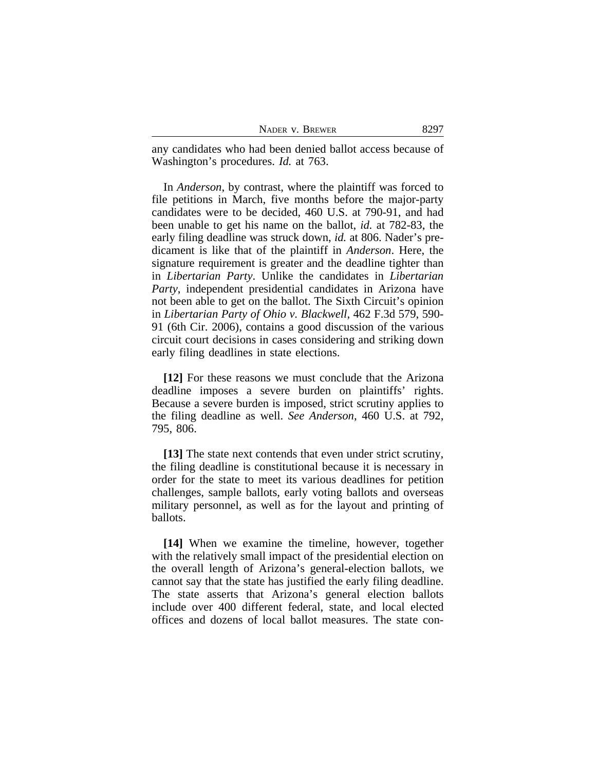any candidates who had been denied ballot access because of Washington's procedures. *Id.* at 763.

In *Anderson*, by contrast, where the plaintiff was forced to file petitions in March, five months before the major-party candidates were to be decided, 460 U.S. at 790-91, and had been unable to get his name on the ballot, *id.* at 782-83, the early filing deadline was struck down, *id.* at 806. Nader's predicament is like that of the plaintiff in *Anderson*. Here, the signature requirement is greater and the deadline tighter than in *Libertarian Party*. Unlike the candidates in *Libertarian Party*, independent presidential candidates in Arizona have not been able to get on the ballot. The Sixth Circuit's opinion in *Libertarian Party of Ohio v. Blackwell*, 462 F.3d 579, 590-91 (6th Cir. 2006), contains a good discussion of the various circuit court decisions in cases considering and striking down early filing deadlines in state elections.

**[12]** For these reasons we must conclude that the Arizona deadline imposes a severe burden on plaintiffs' rights. Because a severe burden is imposed, strict scrutiny applies to the filing deadline as well. *See Anderson*, 460 U.S. at 792, 795, 806.

**[13]** The state next contends that even under strict scrutiny, the filing deadline is constitutional because it is necessary in order for the state to meet its various deadlines for petition challenges, sample ballots, early voting ballots and overseas military personnel, as well as for the layout and printing of ballots.

**[14]** When we examine the timeline, however, together with the relatively small impact of the presidential election on the overall length of Arizona's general-election ballots, we cannot say that the state has justified the early filing deadline. The state asserts that Arizona's general election ballots include over 400 different federal, state, and local elected offices and dozens of local ballot measures. The state con-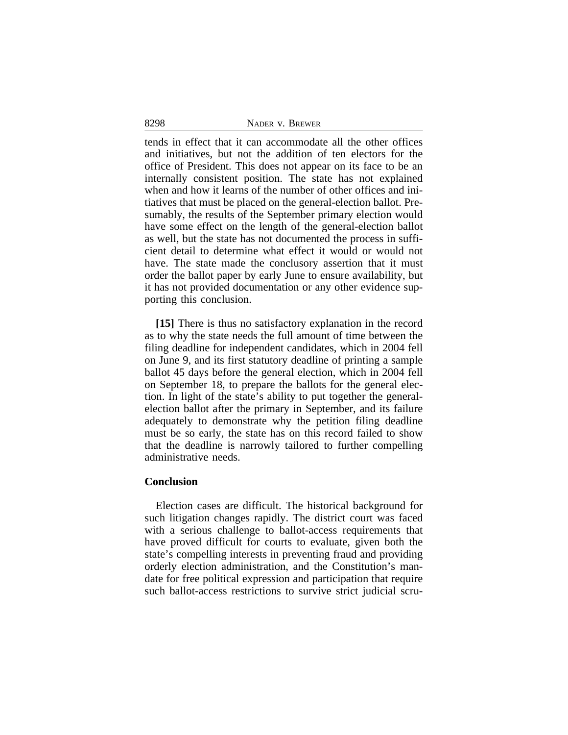tends in effect that it can accommodate all the other offices and initiatives, but not the addition of ten electors for the office of President. This does not appear on its face to be an internally consistent position. The state has not explained when and how it learns of the number of other offices and initiatives that must be placed on the general-election ballot. Presumably, the results of the September primary election would have some effect on the length of the general-election ballot as well, but the state has not documented the process in sufficient detail to determine what effect it would or would not have. The state made the conclusory assertion that it must order the ballot paper by early June to ensure availability, but it has not provided documentation or any other evidence supporting this conclusion.

**[15]** There is thus no satisfactory explanation in the record as to why the state needs the full amount of time between the filing deadline for independent candidates, which in 2004 fell on June 9, and its first statutory deadline of printing a sample ballot 45 days before the general election, which in 2004 fell on September 18, to prepare the ballots for the general election. In light of the state's ability to put together the general-election ballot after the primary in September, and its failure adequately to demonstrate why the petition filing deadline must be so early, the state has on this record failed to show that the deadline is narrowly tailored to further compelling administrative needs.

**Conclusion**

Election cases are difficult. The historical background for such litigation changes rapidly. The district court was faced with a serious challenge to ballot-access requirements that have proved difficult for courts to evaluate, given both the state's compelling interests in preventing fraud and providing orderly election administration, and the Constitution's mandate for free political expression and participation that require such ballot-access restrictions to survive strict judicial scru-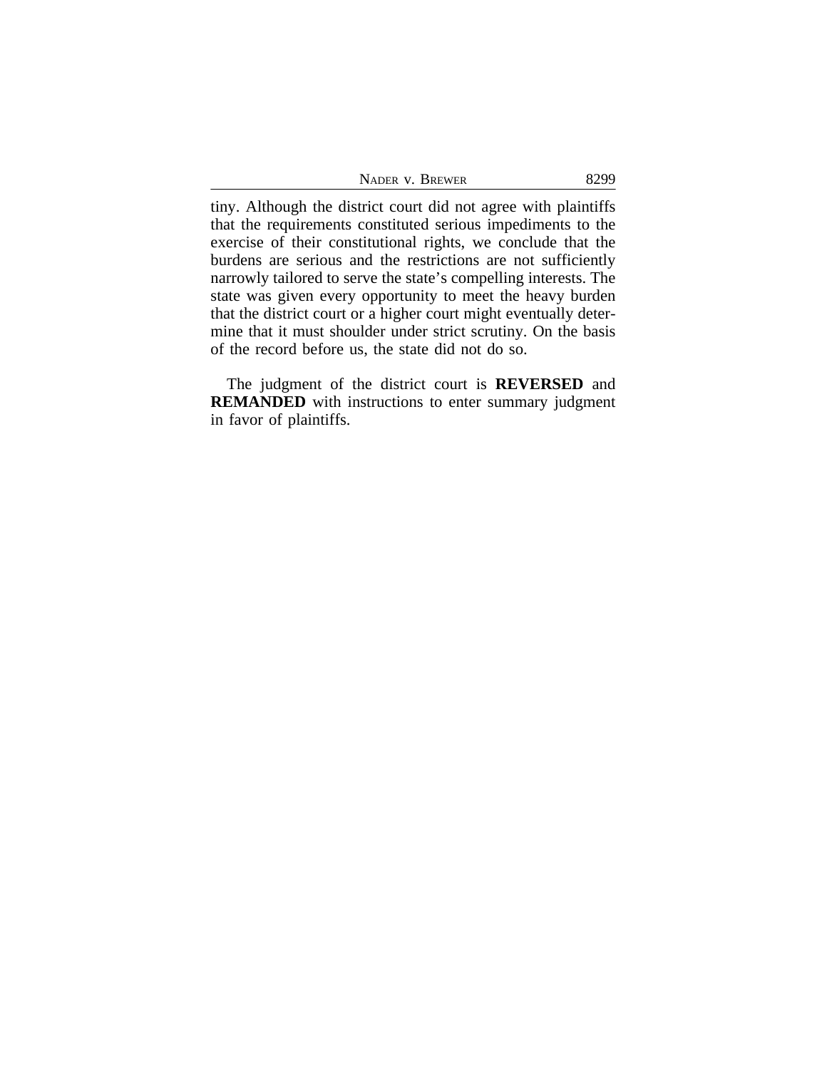tiny. Although the district court did not agree with plaintiffs that the requirements constituted serious impediments to the exercise of their constitutional rights, we conclude that the burdens are serious and the restrictions are not sufficiently narrowly tailored to serve the state's compelling interests. The state was given every opportunity to meet the heavy burden that the district court or a higher court might eventually determine that it must shoulder under strict scrutiny. On the basis of the record before us, the state did not do so.

The judgment of the district court is **REVERSED** and **REMANDED** with instructions to enter summary judgment in favor of plaintiffs.